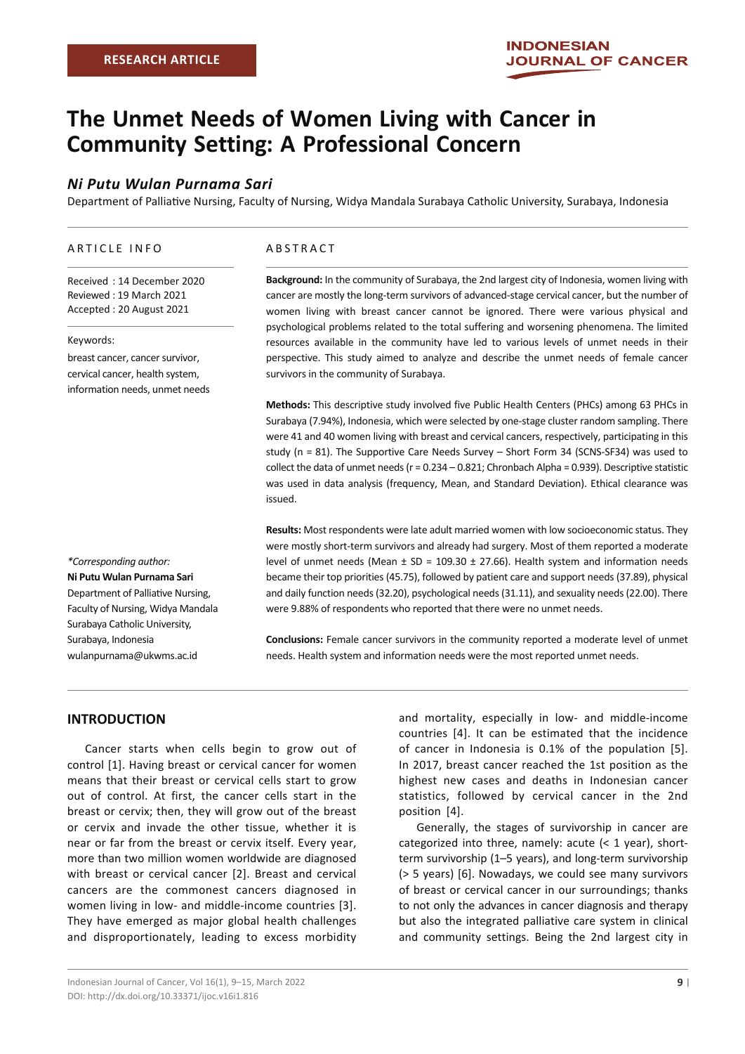RESEARCH ARTICLE

# The Unmet Needs of Women Living with Cancer in Community Setting: A Professional Concern

*Ni Putu Wulan Purnama Sari*

Department of Palliative Nursing, Faculty of Nursing, Widya Mandala Surabaya Catholic University, Surabaya, Indonesia

## ARTICLE INFO

Received : 14 December 2020
Reviewed : 19 March 2021
Accepted : 20 August 2021

Keywords:

breast cancer, cancer survivor, cervical cancer, health system, information needs, unmet needs

*\*Corresponding author:*
**Ni Putu Wulan Purnama Sari**
Department of Palliative Nursing, Faculty of Nursing, Widya Mandala Surabaya Catholic University, Surabaya, Indonesia
wulanpurnama@ukwms.ac.id

## ABSTRACT

**Background:** In the community of Surabaya, the 2nd largest city of Indonesia, women living with cancer are mostly the long-term survivors of advanced-stage cervical cancer, but the number of women living with breast cancer cannot be ignored. There were various physical and psychological problems related to the total suffering and worsening phenomena. The limited resources available in the community have led to various levels of unmet needs in their perspective. This study aimed to analyze and describe the unmet needs of female cancer survivors in the community of Surabaya.

**Methods:** This descriptive study involved five Public Health Centers (PHCs) among 63 PHCs in Surabaya (7.94%), Indonesia, which were selected by one-stage cluster random sampling. There were 41 and 40 women living with breast and cervical cancers, respectively, participating in this study (n = 81). The Supportive Care Needs Survey – Short Form 34 (SCNS-SF34) was used to collect the data of unmet needs (r = 0.234 – 0.821; Chronbach Alpha = 0.939). Descriptive statistic was used in data analysis (frequency, Mean, and Standard Deviation). Ethical clearance was issued.

**Results:** Most respondents were late adult married women with low socioeconomic status. They were mostly short-term survivors and already had surgery. Most of them reported a moderate level of unmet needs (Mean ± SD = 109.30 ± 27.66). Health system and information needs became their top priorities (45.75), followed by patient care and support needs (37.89), physical and daily function needs (32.20), psychological needs (31.11), and sexuality needs (22.00). There were 9.88% of respondents who reported that there were no unmet needs.

**Conclusions:** Female cancer survivors in the community reported a moderate level of unmet needs. Health system and information needs were the most reported unmet needs.

## INTRODUCTION

Cancer starts when cells begin to grow out of control [1]. Having breast or cervical cancer for women means that their breast or cervical cells start to grow out of control. At first, the cancer cells start in the breast or cervix; then, they will grow out of the breast or cervix and invade the other tissue, whether it is near or far from the breast or cervix itself. Every year, more than two million women worldwide are diagnosed with breast or cervical cancer [2]. Breast and cervical cancers are the commonest cancers diagnosed in women living in low- and middle-income countries [3]. They have emerged as major global health challenges and disproportionately, leading to excess morbidity and mortality, especially in low- and middle-income countries [4]. It can be estimated that the incidence of cancer in Indonesia is 0.1% of the population [5]. In 2017, breast cancer reached the 1st position as the highest new cases and deaths in Indonesian cancer statistics, followed by cervical cancer in the 2nd position [4].

Generally, the stages of survivorship in cancer are categorized into three, namely: acute (< 1 year), short-term survivorship (1–5 years), and long-term survivorship (> 5 years) [6]. Nowadays, we could see many survivors of breast or cervical cancer in our surroundings; thanks to not only the advances in cancer diagnosis and therapy but also the integrated palliative care system in clinical and community settings. Being the 2nd largest city in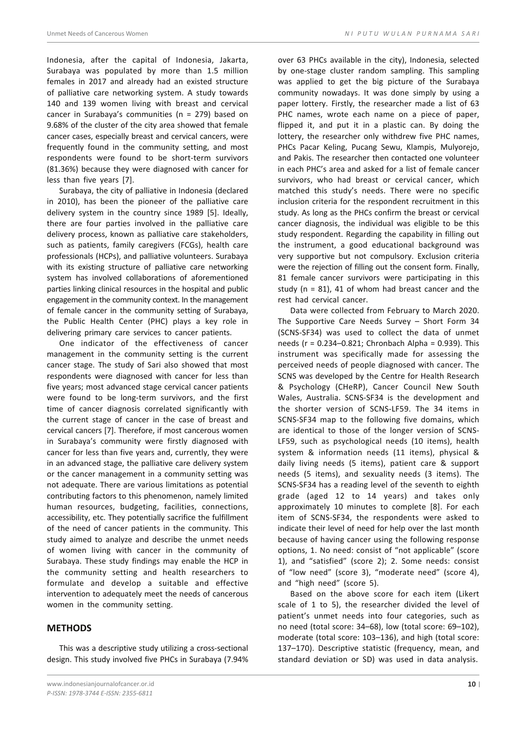Indonesia, after the capital of Indonesia, Jakarta, Surabaya was populated by more than 1.5 million females in 2017 and already had an existed structure of palliative care networking system. A study towards 140 and 139 women living with breast and cervical cancer in Surabaya's communities (n = 279) based on 9.68% of the cluster of the city area showed that female cancer cases, especially breast and cervical cancers, were frequently found in the community setting, and most respondents were found to be short-term survivors (81.36%) because they were diagnosed with cancer for less than five years [7].

Surabaya, the city of palliative in Indonesia (declared in 2010), has been the pioneer of the palliative care delivery system in the country since 1989 [5]. Ideally, there are four parties involved in the palliative care delivery process, known as palliative care stakeholders, such as patients, family caregivers (FCGs), health care professionals (HCPs), and palliative volunteers. Surabaya with its existing structure of palliative care networking system has involved collaborations of aforementioned parties linking clinical resources in the hospital and public engagement in the community context. In the management of female cancer in the community setting of Surabaya, the Public Health Center (PHC) plays a key role in delivering primary care services to cancer patients.

One indicator of the effectiveness of cancer management in the community setting is the current cancer stage. The study of Sari also showed that most respondents were diagnosed with cancer for less than five years; most advanced stage cervical cancer patients were found to be long-term survivors, and the first time of cancer diagnosis correlated significantly with the current stage of cancer in the case of breast and cervical cancers [7]. Therefore, if most cancerous women in Surabaya's community were firstly diagnosed with cancer for less than five years and, currently, they were in an advanced stage, the palliative care delivery system or the cancer management in a community setting was not adequate. There are various limitations as potential contributing factors to this phenomenon, namely limited human resources, budgeting, facilities, connections, accessibility, etc. They potentially sacrifice the fulfillment of the need of cancer patients in the community. This study aimed to analyze and describe the unmet needs of women living with cancer in the community of Surabaya. These study findings may enable the HCP in the community setting and health researchers to formulate and develop a suitable and effective intervention to adequately meet the needs of cancerous women in the community setting.

## METHODS

This was a descriptive study utilizing a cross-sectional design. This study involved five PHCs in Surabaya (7.94% over 63 PHCs available in the city), Indonesia, selected by one-stage cluster random sampling. This sampling was applied to get the big picture of the Surabaya community nowadays. It was done simply by using a paper lottery. Firstly, the researcher made a list of 63 PHC names, wrote each name on a piece of paper, flipped it, and put it in a plastic can. By doing the lottery, the researcher only withdrew five PHC names, PHCs Pacar Keling, Pucang Sewu, Klampis, Mulyorejo, and Pakis. The researcher then contacted one volunteer in each PHC's area and asked for a list of female cancer survivors, who had breast or cervical cancer, which matched this study's needs. There were no specific inclusion criteria for the respondent recruitment in this study. As long as the PHCs confirm the breast or cervical cancer diagnosis, the individual was eligible to be this study respondent. Regarding the capability in filling out the instrument, a good educational background was very supportive but not compulsory. Exclusion criteria were the rejection of filling out the consent form. Finally, 81 female cancer survivors were participating in this study (n = 81), 41 of whom had breast cancer and the rest had cervical cancer.

Data were collected from February to March 2020. The Supportive Care Needs Survey – Short Form 34 (SCNS-SF34) was used to collect the data of unmet needs (r = 0.234–0.821; Chronbach Alpha = 0.939). This instrument was specifically made for assessing the perceived needs of people diagnosed with cancer. The SCNS was developed by the Centre for Health Research & Psychology (CHeRP), Cancer Council New South Wales, Australia. SCNS-SF34 is the development and the shorter version of SCNS-LF59. The 34 items in SCNS-SF34 map to the following five domains, which are identical to those of the longer version of SCNS-LF59, such as psychological needs (10 items), health system & information needs (11 items), physical & daily living needs (5 items), patient care & support needs (5 items), and sexuality needs (3 items). The SCNS-SF34 has a reading level of the seventh to eighth grade (aged 12 to 14 years) and takes only approximately 10 minutes to complete [8]. For each item of SCNS-SF34, the respondents were asked to indicate their level of need for help over the last month because of having cancer using the following response options, 1. No need: consist of "not applicable" (score 1), and "satisfied" (score 2); 2. Some needs: consist of "low need" (score 3), "moderate need" (score 4), and "high need" (score 5).

Based on the above score for each item (Likert scale of 1 to 5), the researcher divided the level of patient's unmet needs into four categories, such as no need (total score: 34–68), low (total score: 69–102), moderate (total score: 103–136), and high (total score: 137–170). Descriptive statistic (frequency, mean, and standard deviation or SD) was used in data analysis.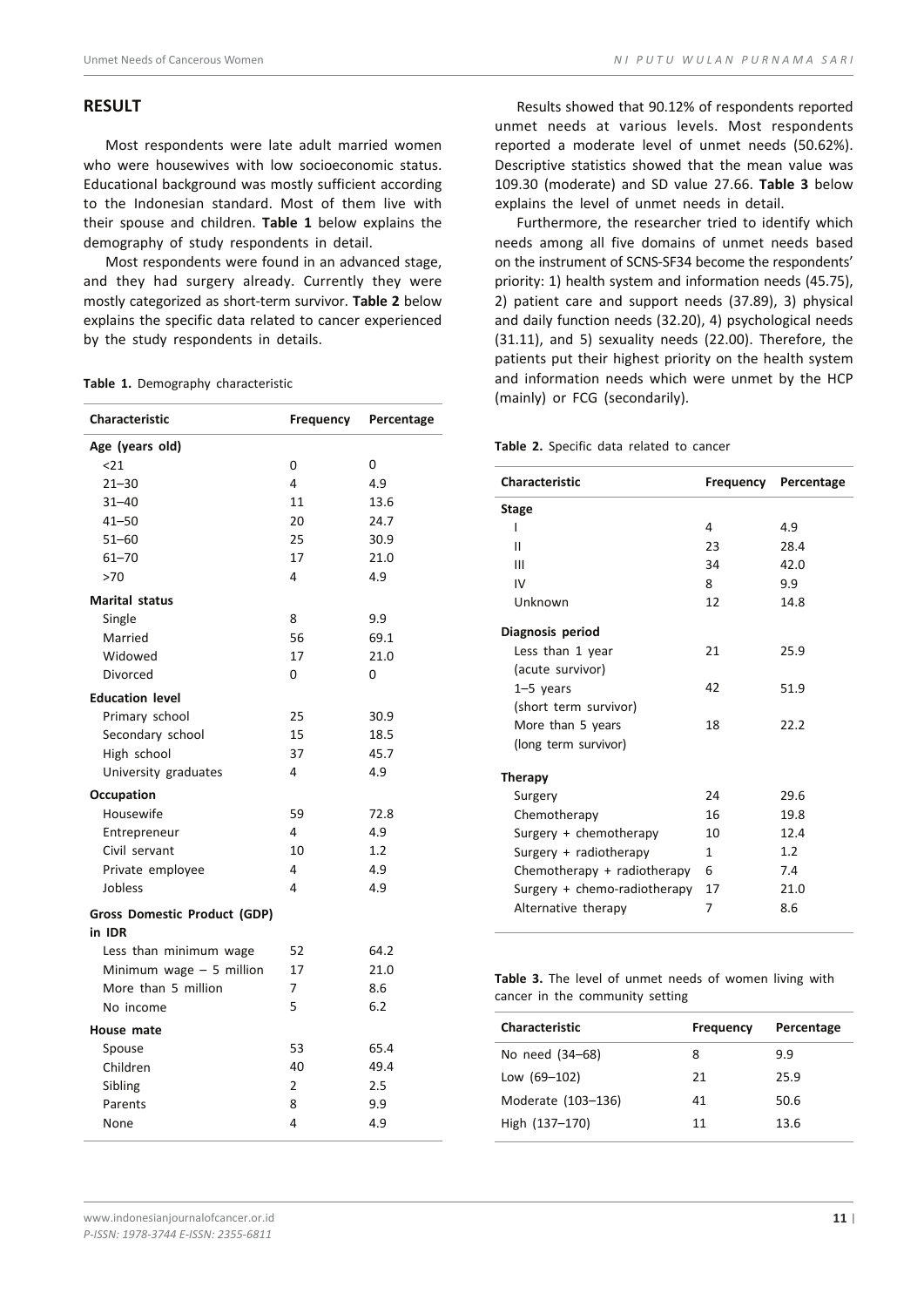## RESULT

Most respondents were late adult married women who were housewives with low socioeconomic status. Educational background was mostly sufficient according to the Indonesian standard. Most of them live with their spouse and children. **Table 1** below explains the demography of study respondents in detail.

Most respondents were found in an advanced stage, and they had surgery already. Currently they were mostly categorized as short-term survivor. **Table 2** below explains the specific data related to cancer experienced by the study respondents in details.

**Table 1.** Demography characteristic

| Characteristic | Frequency | Percentage |
|---|---|---|
| **Age (years old)** | | |
| <21 | 0 | 0 |
| 21–30 | 4 | 4.9 |
| 31–40 | 11 | 13.6 |
| 41–50 | 20 | 24.7 |
| 51–60 | 25 | 30.9 |
| 61–70 | 17 | 21.0 |
| >70 | 4 | 4.9 |
| **Marital status** | | |
| Single | 8 | 9.9 |
| Married | 56 | 69.1 |
| Widowed | 17 | 21.0 |
| Divorced | 0 | 0 |
| **Education level** | | |
| Primary school | 25 | 30.9 |
| Secondary school | 15 | 18.5 |
| High school | 37 | 45.7 |
| University graduates | 4 | 4.9 |
| **Occupation** | | |
| Housewife | 59 | 72.8 |
| Entrepreneur | 4 | 4.9 |
| Civil servant | 10 | 1.2 |
| Private employee | 4 | 4.9 |
| Jobless | 4 | 4.9 |
| **Gross Domestic Product (GDP) in IDR** | | |
| Less than minimum wage | 52 | 64.2 |
| Minimum wage – 5 million | 17 | 21.0 |
| More than 5 million | 7 | 8.6 |
| No income | 5 | 6.2 |
| **House mate** | | |
| Spouse | 53 | 65.4 |
| Children | 40 | 49.4 |
| Sibling | 2 | 2.5 |
| Parents | 8 | 9.9 |
| None | 4 | 4.9 |

Results showed that 90.12% of respondents reported unmet needs at various levels. Most respondents reported a moderate level of unmet needs (50.62%). Descriptive statistics showed that the mean value was 109.30 (moderate) and SD value 27.66. **Table 3** below explains the level of unmet needs in detail.

Furthermore, the researcher tried to identify which needs among all five domains of unmet needs based on the instrument of SCNS-SF34 become the respondents' priority: 1) health system and information needs (45.75), 2) patient care and support needs (37.89), 3) physical and daily function needs (32.20), 4) psychological needs (31.11), and 5) sexuality needs (22.00). Therefore, the patients put their highest priority on the health system and information needs which were unmet by the HCP (mainly) or FCG (secondarily).

**Table 2.** Specific data related to cancer

| Characteristic | Frequency | Percentage |
|---|---|---|
| **Stage** | | |
| I | 4 | 4.9 |
| II | 23 | 28.4 |
| III | 34 | 42.0 |
| IV | 8 | 9.9 |
| Unknown | 12 | 14.8 |
| **Diagnosis period** | | |
| Less than 1 year (acute survivor) | 21 | 25.9 |
| 1–5 years (short term survivor) | 42 | 51.9 |
| More than 5 years (long term survivor) | 18 | 22.2 |
| **Therapy** | | |
| Surgery | 24 | 29.6 |
| Chemotherapy | 16 | 19.8 |
| Surgery + chemotherapy | 10 | 12.4 |
| Surgery + radiotherapy | 1 | 1.2 |
| Chemotherapy + radiotherapy | 6 | 7.4 |
| Surgery + chemo-radiotherapy | 17 | 21.0 |
| Alternative therapy | 7 | 8.6 |

**Table 3.** The level of unmet needs of women living with cancer in the community setting

| Characteristic | Frequency | Percentage |
|---|---|---|
| No need (34–68) | 8 | 9.9 |
| Low (69–102) | 21 | 25.9 |
| Moderate (103–136) | 41 | 50.6 |
| High (137–170) | 11 | 13.6 |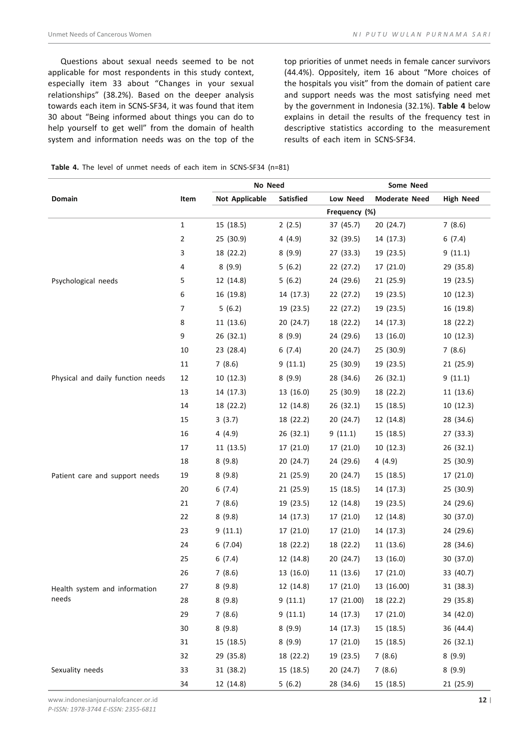Questions about sexual needs seemed to be not applicable for most respondents in this study context, especially item 33 about "Changes in your sexual relationships" (38.2%). Based on the deeper analysis towards each item in SCNS-SF34, it was found that item 30 about "Being informed about things you can do to help yourself to get well" from the domain of health system and information needs was on the top of the top priorities of unmet needs in female cancer survivors (44.4%). Oppositely, item 16 about "More choices of the hospitals you visit" from the domain of patient care and support needs was the most satisfying need met by the government in Indonesia (32.1%). **Table 4** below explains in detail the results of the frequency test in descriptive statistics according to the measurement results of each item in SCNS-SF34.

**Table 4.** The level of unmet needs of each item in SCNS-SF34 (n=81)

| Domain | Item | No Need | | Some Need | | |
|---|---|---|---|---|---|---|
| | | Not Applicable | Satisfied | Low Need | Moderate Need | High Need |
| | | Frequency (%) | | | | |
| Psychological needs | 1 | 15 (18.5) | 2 (2.5) | 37 (45.7) | 20 (24.7) | 7 (8.6) |
| | 2 | 25 (30.9) | 4 (4.9) | 32 (39.5) | 14 (17.3) | 6 (7.4) |
| | 3 | 18 (22.2) | 8 (9.9) | 27 (33.3) | 19 (23.5) | 9 (11.1) |
| | 4 | 8 (9.9) | 5 (6.2) | 22 (27.2) | 17 (21.0) | 29 (35.8) |
| | 5 | 12 (14.8) | 5 (6.2) | 24 (29.6) | 21 (25.9) | 19 (23.5) |
| | 6 | 16 (19.8) | 14 (17.3) | 22 (27.2) | 19 (23.5) | 10 (12.3) |
| | 7 | 5 (6.2) | 19 (23.5) | 22 (27.2) | 19 (23.5) | 16 (19.8) |
| | 8 | 11 (13.6) | 20 (24.7) | 18 (22.2) | 14 (17.3) | 18 (22.2) |
| | 9 | 26 (32.1) | 8 (9.9) | 24 (29.6) | 13 (16.0) | 10 (12.3) |
| | 10 | 23 (28.4) | 6 (7.4) | 20 (24.7) | 25 (30.9) | 7 (8.6) |
| Physical and daily function needs | 11 | 7 (8.6) | 9 (11.1) | 25 (30.9) | 19 (23.5) | 21 (25.9) |
| | 12 | 10 (12.3) | 8 (9.9) | 28 (34.6) | 26 (32.1) | 9 (11.1) |
| | 13 | 14 (17.3) | 13 (16.0) | 25 (30.9) | 18 (22.2) | 11 (13.6) |
| | 14 | 18 (22.2) | 12 (14.8) | 26 (32.1) | 15 (18.5) | 10 (12.3) |
| | 15 | 3 (3.7) | 18 (22.2) | 20 (24.7) | 12 (14.8) | 28 (34.6) |
| Patient care and support needs | 16 | 4 (4.9) | 26 (32.1) | 9 (11.1) | 15 (18.5) | 27 (33.3) |
| | 17 | 11 (13.5) | 17 (21.0) | 17 (21.0) | 10 (12.3) | 26 (32.1) |
| | 18 | 8 (9.8) | 20 (24.7) | 24 (29.6) | 4 (4.9) | 25 (30.9) |
| | 19 | 8 (9.8) | 21 (25.9) | 20 (24.7) | 15 (18.5) | 17 (21.0) |
| | 20 | 6 (7.4) | 21 (25.9) | 15 (18.5) | 14 (17.3) | 25 (30.9) |
| | 21 | 7 (8.6) | 19 (23.5) | 12 (14.8) | 19 (23.5) | 24 (29.6) |
| | 22 | 8 (9.8) | 14 (17.3) | 17 (21.0) | 12 (14.8) | 30 (37.0) |
| Health system and information needs | 23 | 9 (11.1) | 17 (21.0) | 17 (21.0) | 14 (17.3) | 24 (29.6) |
| | 24 | 6 (7.04) | 18 (22.2) | 18 (22.2) | 11 (13.6) | 28 (34.6) |
| | 25 | 6 (7.4) | 12 (14.8) | 20 (24.7) | 13 (16.0) | 30 (37.0) |
| | 26 | 7 (8.6) | 13 (16.0) | 11 (13.6) | 17 (21.0) | 33 (40.7) |
| | 27 | 8 (9.8) | 12 (14.8) | 17 (21.0) | 13 (16.00) | 31 (38.3) |
| | 28 | 8 (9.8) | 9 (11.1) | 17 (21.00) | 18 (22.2) | 29 (35.8) |
| | 29 | 7 (8.6) | 9 (11.1) | 14 (17.3) | 17 (21.0) | 34 (42.0) |
| | 30 | 8 (9.8) | 8 (9.9) | 14 (17.3) | 15 (18.5) | 36 (44.4) |
| | 31 | 15 (18.5) | 8 (9.9) | 17 (21.0) | 15 (18.5) | 26 (32.1) |
| Sexuality needs | 32 | 29 (35.8) | 18 (22.2) | 19 (23.5) | 7 (8.6) | 8 (9.9) |
| | 33 | 31 (38.2) | 15 (18.5) | 20 (24.7) | 7 (8.6) | 8 (9.9) |
| | 34 | 12 (14.8) | 5 (6.2) | 28 (34.6) | 15 (18.5) | 21 (25.9) |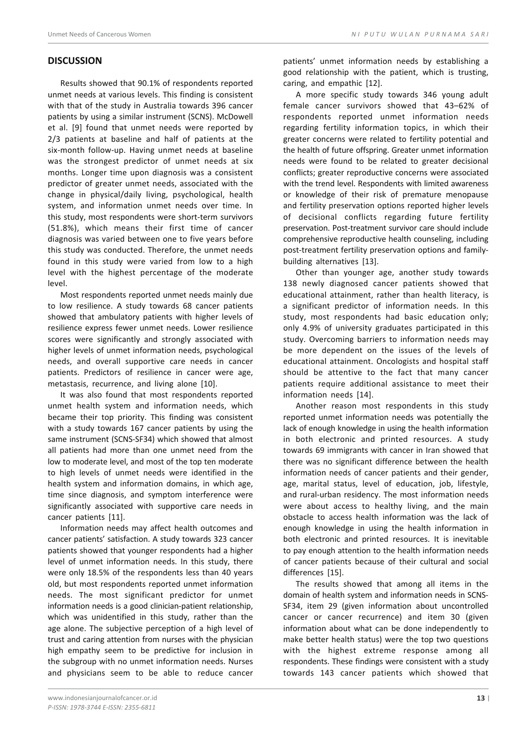## DISCUSSION

Results showed that 90.1% of respondents reported unmet needs at various levels. This finding is consistent with that of the study in Australia towards 396 cancer patients by using a similar instrument (SCNS). McDowell et al. [9] found that unmet needs were reported by 2/3 patients at baseline and half of patients at the six-month follow-up. Having unmet needs at baseline was the strongest predictor of unmet needs at six months. Longer time upon diagnosis was a consistent predictor of greater unmet needs, associated with the change in physical/daily living, psychological, health system, and information unmet needs over time. In this study, most respondents were short-term survivors (51.8%), which means their first time of cancer diagnosis was varied between one to five years before this study was conducted. Therefore, the unmet needs found in this study were varied from low to a high level with the highest percentage of the moderate level.

Most respondents reported unmet needs mainly due to low resilience. A study towards 68 cancer patients showed that ambulatory patients with higher levels of resilience express fewer unmet needs. Lower resilience scores were significantly and strongly associated with higher levels of unmet information needs, psychological needs, and overall supportive care needs in cancer patients. Predictors of resilience in cancer were age, metastasis, recurrence, and living alone [10].

It was also found that most respondents reported unmet health system and information needs, which became their top priority. This finding was consistent with a study towards 167 cancer patients by using the same instrument (SCNS-SF34) which showed that almost all patients had more than one unmet need from the low to moderate level, and most of the top ten moderate to high levels of unmet needs were identified in the health system and information domains, in which age, time since diagnosis, and symptom interference were significantly associated with supportive care needs in cancer patients [11].

Information needs may affect health outcomes and cancer patients' satisfaction. A study towards 323 cancer patients showed that younger respondents had a higher level of unmet information needs. In this study, there were only 18.5% of the respondents less than 40 years old, but most respondents reported unmet information needs. The most significant predictor for unmet information needs is a good clinician-patient relationship, which was unidentified in this study, rather than the age alone. The subjective perception of a high level of trust and caring attention from nurses with the physician high empathy seem to be predictive for inclusion in the subgroup with no unmet information needs. Nurses and physicians seem to be able to reduce cancer patients' unmet information needs by establishing a good relationship with the patient, which is trusting, caring, and empathic [12].

A more specific study towards 346 young adult female cancer survivors showed that 43–62% of respondents reported unmet information needs regarding fertility information topics, in which their greater concerns were related to fertility potential and the health of future offspring. Greater unmet information needs were found to be related to greater decisional conflicts; greater reproductive concerns were associated with the trend level. Respondents with limited awareness or knowledge of their risk of premature menopause and fertility preservation options reported higher levels of decisional conflicts regarding future fertility preservation. Post-treatment survivor care should include comprehensive reproductive health counseling, including post-treatment fertility preservation options and family-building alternatives [13].

Other than younger age, another study towards 138 newly diagnosed cancer patients showed that educational attainment, rather than health literacy, is a significant predictor of information needs. In this study, most respondents had basic education only; only 4.9% of university graduates participated in this study. Overcoming barriers to information needs may be more dependent on the issues of the levels of educational attainment. Oncologists and hospital staff should be attentive to the fact that many cancer patients require additional assistance to meet their information needs [14].

Another reason most respondents in this study reported unmet information needs was potentially the lack of enough knowledge in using the health information in both electronic and printed resources. A study towards 69 immigrants with cancer in Iran showed that there was no significant difference between the health information needs of cancer patients and their gender, age, marital status, level of education, job, lifestyle, and rural-urban residency. The most information needs were about access to healthy living, and the main obstacle to access health information was the lack of enough knowledge in using the health information in both electronic and printed resources. It is inevitable to pay enough attention to the health information needs of cancer patients because of their cultural and social differences [15].

The results showed that among all items in the domain of health system and information needs in SCNS-SF34, item 29 (given information about uncontrolled cancer or cancer recurrence) and item 30 (given information about what can be done independently to make better health status) were the top two questions with the highest extreme response among all respondents. These findings were consistent with a study towards 143 cancer patients which showed that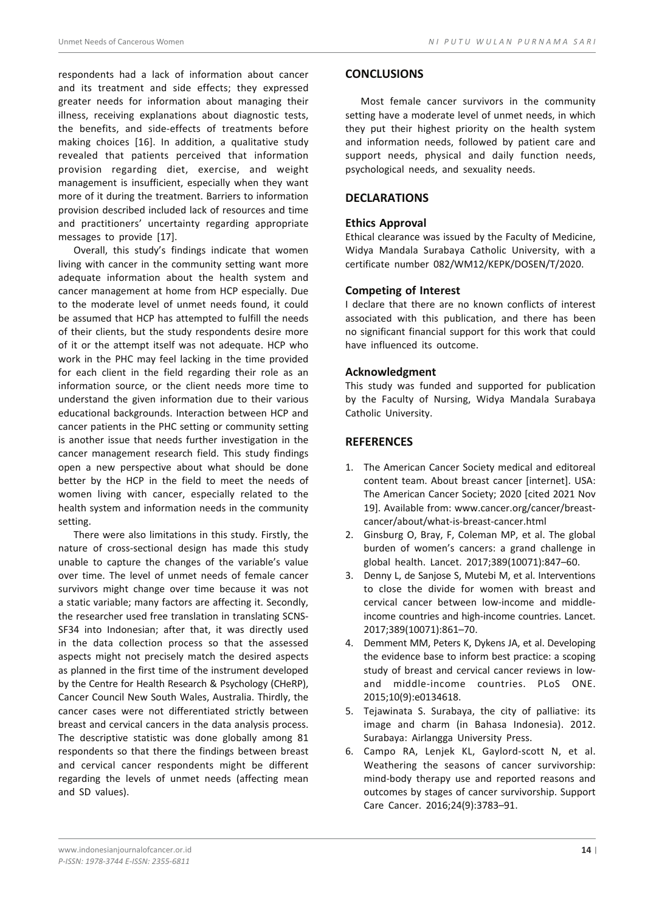respondents had a lack of information about cancer and its treatment and side effects; they expressed greater needs for information about managing their illness, receiving explanations about diagnostic tests, the benefits, and side-effects of treatments before making choices [16]. In addition, a qualitative study revealed that patients perceived that information provision regarding diet, exercise, and weight management is insufficient, especially when they want more of it during the treatment. Barriers to information provision described included lack of resources and time and practitioners' uncertainty regarding appropriate messages to provide [17].

Overall, this study's findings indicate that women living with cancer in the community setting want more adequate information about the health system and cancer management at home from HCP especially. Due to the moderate level of unmet needs found, it could be assumed that HCP has attempted to fulfill the needs of their clients, but the study respondents desire more of it or the attempt itself was not adequate. HCP who work in the PHC may feel lacking in the time provided for each client in the field regarding their role as an information source, or the client needs more time to understand the given information due to their various educational backgrounds. Interaction between HCP and cancer patients in the PHC setting or community setting is another issue that needs further investigation in the cancer management research field. This study findings open a new perspective about what should be done better by the HCP in the field to meet the needs of women living with cancer, especially related to the health system and information needs in the community setting.

There were also limitations in this study. Firstly, the nature of cross-sectional design has made this study unable to capture the changes of the variable's value over time. The level of unmet needs of female cancer survivors might change over time because it was not a static variable; many factors are affecting it. Secondly, the researcher used free translation in translating SCNS-SF34 into Indonesian; after that, it was directly used in the data collection process so that the assessed aspects might not precisely match the desired aspects as planned in the first time of the instrument developed by the Centre for Health Research & Psychology (CHeRP), Cancer Council New South Wales, Australia. Thirdly, the cancer cases were not differentiated strictly between breast and cervical cancers in the data analysis process. The descriptive statistic was done globally among 81 respondents so that there the findings between breast and cervical cancer respondents might be different regarding the levels of unmet needs (affecting mean and SD values).

## CONCLUSIONS

Most female cancer survivors in the community setting have a moderate level of unmet needs, in which they put their highest priority on the health system and information needs, followed by patient care and support needs, physical and daily function needs, psychological needs, and sexuality needs.

## DECLARATIONS

### Ethics Approval

Ethical clearance was issued by the Faculty of Medicine, Widya Mandala Surabaya Catholic University, with a certificate number 082/WM12/KEPK/DOSEN/T/2020.

### Competing of Interest

I declare that there are no known conflicts of interest associated with this publication, and there has been no significant financial support for this work that could have influenced its outcome.

### Acknowledgment

This study was funded and supported for publication by the Faculty of Nursing, Widya Mandala Surabaya Catholic University.

## REFERENCES

1. The American Cancer Society medical and editoreal content team. About breast cancer [internet]. USA: The American Cancer Society; 2020 [cited 2021 Nov 19]. Available from: www.cancer.org/cancer/breast-cancer/about/what-is-breast-cancer.html
2. Ginsburg O, Bray, F, Coleman MP, et al. The global burden of women's cancers: a grand challenge in global health. Lancet. 2017;389(10071):847–60.
3. Denny L, de Sanjose S, Mutebi M, et al. Interventions to close the divide for women with breast and cervical cancer between low-income and middle-income countries and high-income countries. Lancet. 2017;389(10071):861–70.
4. Demment MM, Peters K, Dykens JA, et al. Developing the evidence base to inform best practice: a scoping study of breast and cervical cancer reviews in low- and middle-income countries. PLoS ONE. 2015;10(9):e0134618.
5. Tejawinata S. Surabaya, the city of palliative: its image and charm (in Bahasa Indonesia). 2012. Surabaya: Airlangga University Press.
6. Campo RA, Lenjek KL, Gaylord-scott N, et al. Weathering the seasons of cancer survivorship: mind-body therapy use and reported reasons and outcomes by stages of cancer survivorship. Support Care Cancer. 2016;24(9):3783–91.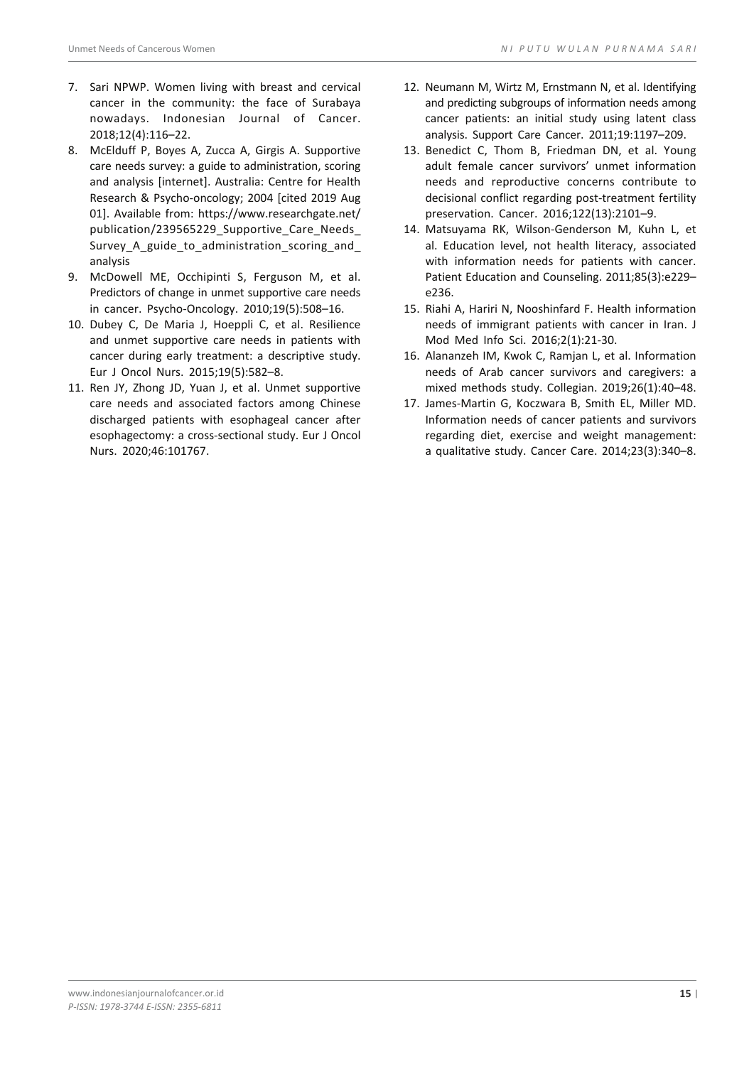7. Sari NPWP. Women living with breast and cervical cancer in the community: the face of Surabaya nowadays. Indonesian Journal of Cancer. 2018;12(4):116–22.
8. McElduff P, Boyes A, Zucca A, Girgis A. Supportive care needs survey: a guide to administration, scoring and analysis [internet]. Australia: Centre for Health Research & Psycho-oncology; 2004 [cited 2019 Aug 01]. Available from: https://www.researchgate.net/publication/239565229_Supportive_Care_Needs_Survey_A_guide_to_administration_scoring_and_analysis
9. McDowell ME, Occhipinti S, Ferguson M, et al. Predictors of change in unmet supportive care needs in cancer. Psycho-Oncology. 2010;19(5):508–16.
10. Dubey C, De Maria J, Hoeppli C, et al. Resilience and unmet supportive care needs in patients with cancer during early treatment: a descriptive study. Eur J Oncol Nurs. 2015;19(5):582–8.
11. Ren JY, Zhong JD, Yuan J, et al. Unmet supportive care needs and associated factors among Chinese discharged patients with esophageal cancer after esophagectomy: a cross-sectional study. Eur J Oncol Nurs. 2020;46:101767.
12. Neumann M, Wirtz M, Ernstmann N, et al. Identifying and predicting subgroups of information needs among cancer patients: an initial study using latent class analysis. Support Care Cancer. 2011;19:1197–209.
13. Benedict C, Thom B, Friedman DN, et al. Young adult female cancer survivors' unmet information needs and reproductive concerns contribute to decisional conflict regarding post-treatment fertility preservation. Cancer. 2016;122(13):2101–9.
14. Matsuyama RK, Wilson-Genderson M, Kuhn L, et al. Education level, not health literacy, associated with information needs for patients with cancer. Patient Education and Counseling. 2011;85(3):e229–e236.
15. Riahi A, Hariri N, Nooshinfard F. Health information needs of immigrant patients with cancer in Iran. J Mod Med Info Sci. 2016;2(1):21-30.
16. Alananzeh IM, Kwok C, Ramjan L, et al. Information needs of Arab cancer survivors and caregivers: a mixed methods study. Collegian. 2019;26(1):40–48.
17. James-Martin G, Koczwara B, Smith EL, Miller MD. Information needs of cancer patients and survivors regarding diet, exercise and weight management: a qualitative study. Cancer Care. 2014;23(3):340–8.